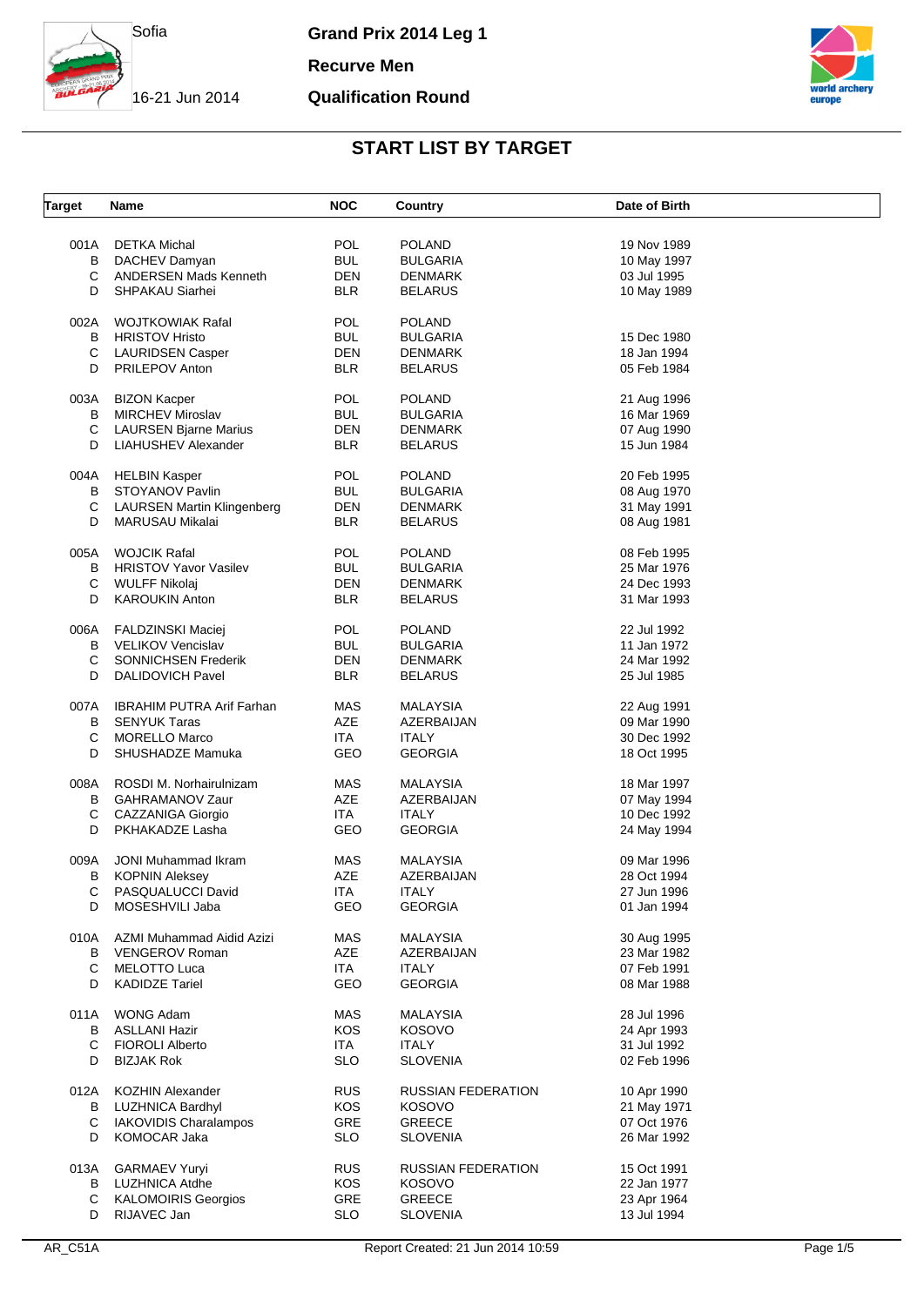Sofia

16-21 Jun 2014

# Grand Prix 2014 Leg 1

## Recurve Men

## Qualification Round

## START LIST BY TARGET

| Target | Name | NOC | Country | Date of Birth |
|---|---|---|---|---|
| 001A | DETKA Michal | POL | POLAND | 19 Nov 1989 |
| B | DACHEV Damyan | BUL | BULGARIA | 10 May 1997 |
| C | ANDERSEN Mads Kenneth | DEN | DENMARK | 03 Jul 1995 |
| D | SHPAKAU Siarhei | BLR | BELARUS | 10 May 1989 |
| 002A | WOJTKOWIAK Rafal | POL | POLAND | |
| B | HRISTOV Hristo | BUL | BULGARIA | 15 Dec 1980 |
| C | LAURIDSEN Casper | DEN | DENMARK | 18 Jan 1994 |
| D | PRILEPOV Anton | BLR | BELARUS | 05 Feb 1984 |
| 003A | BIZON Kacper | POL | POLAND | 21 Aug 1996 |
| B | MIRCHEV Miroslav | BUL | BULGARIA | 16 Mar 1969 |
| C | LAURSEN Bjarne Marius | DEN | DENMARK | 07 Aug 1990 |
| D | LIAHUSHEV Alexander | BLR | BELARUS | 15 Jun 1984 |
| 004A | HELBIN Kasper | POL | POLAND | 20 Feb 1995 |
| B | STOYANOV Pavlin | BUL | BULGARIA | 08 Aug 1970 |
| C | LAURSEN Martin Klingenberg | DEN | DENMARK | 31 May 1991 |
| D | MARUSAU Mikalai | BLR | BELARUS | 08 Aug 1981 |
| 005A | WOJCIK Rafal | POL | POLAND | 08 Feb 1995 |
| B | HRISTOV Yavor Vasilev | BUL | BULGARIA | 25 Mar 1976 |
| C | WULFF Nikolaj | DEN | DENMARK | 24 Dec 1993 |
| D | KAROUKIN Anton | BLR | BELARUS | 31 Mar 1993 |
| 006A | FALDZINSKI Maciej | POL | POLAND | 22 Jul 1992 |
| B | VELIKOV Vencislav | BUL | BULGARIA | 11 Jan 1972 |
| C | SONNICHSEN Frederik | DEN | DENMARK | 24 Mar 1992 |
| D | DALIDOVICH Pavel | BLR | BELARUS | 25 Jul 1985 |
| 007A | IBRAHIM PUTRA Arif Farhan | MAS | MALAYSIA | 22 Aug 1991 |
| B | SENYUK Taras | AZE | AZERBAIJAN | 09 Mar 1990 |
| C | MORELLO Marco | ITA | ITALY | 30 Dec 1992 |
| D | SHUSHADZE Mamuka | GEO | GEORGIA | 18 Oct 1995 |
| 008A | ROSDI M. Norhairulnizam | MAS | MALAYSIA | 18 Mar 1997 |
| B | GAHRAMANOV Zaur | AZE | AZERBAIJAN | 07 May 1994 |
| C | CAZZANIGA Giorgio | ITA | ITALY | 10 Dec 1992 |
| D | PKHAKADZE Lasha | GEO | GEORGIA | 24 May 1994 |
| 009A | JONI Muhammad Ikram | MAS | MALAYSIA | 09 Mar 1996 |
| B | KOPNIN Aleksey | AZE | AZERBAIJAN | 28 Oct 1994 |
| C | PASQUALUCCI David | ITA | ITALY | 27 Jun 1996 |
| D | MOSESHVILI Jaba | GEO | GEORGIA | 01 Jan 1994 |
| 010A | AZMI Muhammad Aidid Azizi | MAS | MALAYSIA | 30 Aug 1995 |
| B | VENGEROV Roman | AZE | AZERBAIJAN | 23 Mar 1982 |
| C | MELOTTO Luca | ITA | ITALY | 07 Feb 1991 |
| D | KADIDZE Tariel | GEO | GEORGIA | 08 Mar 1988 |
| 011A | WONG Adam | MAS | MALAYSIA | 28 Jul 1996 |
| B | ASLLANI Hazir | KOS | KOSOVO | 24 Apr 1993 |
| C | FIOROLI Alberto | ITA | ITALY | 31 Jul 1992 |
| D | BIZJAK Rok | SLO | SLOVENIA | 02 Feb 1996 |
| 012A | KOZHIN Alexander | RUS | RUSSIAN FEDERATION | 10 Apr 1990 |
| B | LUZHNICA Bardhyl | KOS | KOSOVO | 21 May 1971 |
| C | IAKOVIDIS Charalampos | GRE | GREECE | 07 Oct 1976 |
| D | KOMOCAR Jaka | SLO | SLOVENIA | 26 Mar 1992 |
| 013A | GARMAEV Yuryi | RUS | RUSSIAN FEDERATION | 15 Oct 1991 |
| B | LUZHNICA Atdhe | KOS | KOSOVO | 22 Jan 1977 |
| C | KALOMOIRIS Georgios | GRE | GREECE | 23 Apr 1964 |
| D | RIJAVEC Jan | SLO | SLOVENIA | 13 Jul 1994 |

AR_C51A

Report Created: 21 Jun 2014 10:59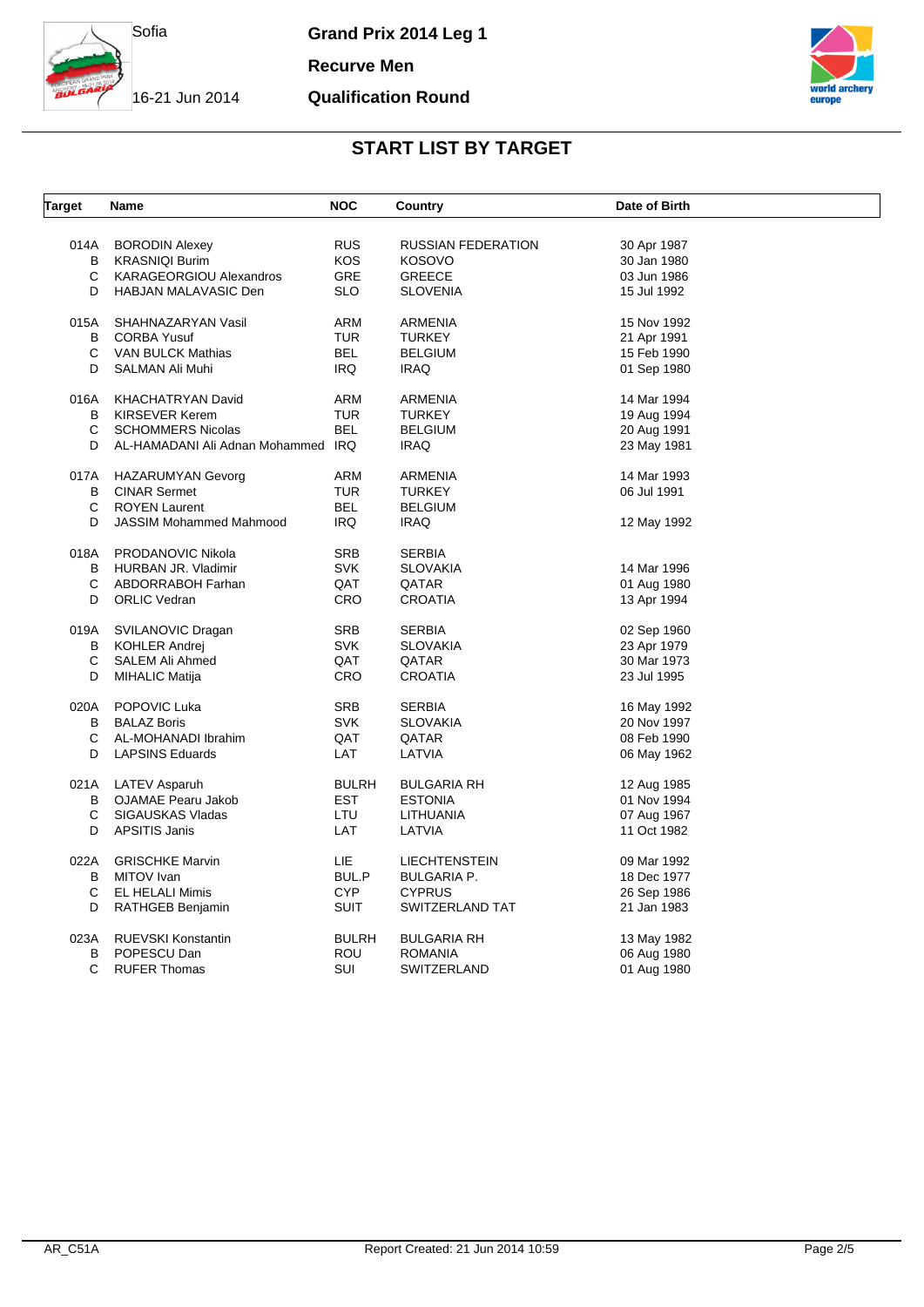# START LIST BY TARGET

| Target | Name | NOC | Country | Date of Birth |
|---|---|---|---|---|
| 014A | BORODIN Alexey | RUS | RUSSIAN FEDERATION | 30 Apr 1987 |
| B | KRASNIQI Burim | KOS | KOSOVO | 30 Jan 1980 |
| C | KARAGEORGIOU Alexandros | GRE | GREECE | 03 Jun 1986 |
| D | HABJAN MALAVASIC Den | SLO | SLOVENIA | 15 Jul 1992 |
| 015A | SHAHNAZARYAN Vasil | ARM | ARMENIA | 15 Nov 1992 |
| B | CORBA Yusuf | TUR | TURKEY | 21 Apr 1991 |
| C | VAN BULCK Mathias | BEL | BELGIUM | 15 Feb 1990 |
| D | SALMAN Ali Muhi | IRQ | IRAQ | 01 Sep 1980 |
| 016A | KHACHATRYAN David | ARM | ARMENIA | 14 Mar 1994 |
| B | KIRSEVER Kerem | TUR | TURKEY | 19 Aug 1994 |
| C | SCHOMMERS Nicolas | BEL | BELGIUM | 20 Aug 1991 |
| D | AL-HAMADANI Ali Adnan Mohammed | IRQ | IRAQ | 23 May 1981 |
| 017A | HAZARUMYAN Gevorg | ARM | ARMENIA | 14 Mar 1993 |
| B | CINAR Sermet | TUR | TURKEY | 06 Jul 1991 |
| C | ROYEN Laurent | BEL | BELGIUM | |
| D | JASSIM Mohammed Mahmood | IRQ | IRAQ | 12 May 1992 |
| 018A | PRODANOVIC Nikola | SRB | SERBIA | |
| B | HURBAN JR. Vladimir | SVK | SLOVAKIA | 14 Mar 1996 |
| C | ABDORRABOH Farhan | QAT | QATAR | 01 Aug 1980 |
| D | ORLIC Vedran | CRO | CROATIA | 13 Apr 1994 |
| 019A | SVILANOVIC Dragan | SRB | SERBIA | 02 Sep 1960 |
| B | KOHLER Andrej | SVK | SLOVAKIA | 23 Apr 1979 |
| C | SALEM Ali Ahmed | QAT | QATAR | 30 Mar 1973 |
| D | MIHALIC Matija | CRO | CROATIA | 23 Jul 1995 |
| 020A | POPOVIC Luka | SRB | SERBIA | 16 May 1992 |
| B | BALAZ Boris | SVK | SLOVAKIA | 20 Nov 1997 |
| C | AL-MOHANADI Ibrahim | QAT | QATAR | 08 Feb 1990 |
| D | LAPSINS Eduards | LAT | LATVIA | 06 May 1962 |
| 021A | LATEV Asparuh | BULRH | BULGARIA RH | 12 Aug 1985 |
| B | OJAMAE Pearu Jakob | EST | ESTONIA | 01 Nov 1994 |
| C | SIGAUSKAS Vladas | LTU | LITHUANIA | 07 Aug 1967 |
| D | APSITIS Janis | LAT | LATVIA | 11 Oct 1982 |
| 022A | GRISCHKE Marvin | LIE | LIECHTENSTEIN | 09 Mar 1992 |
| B | MITOV Ivan | BUL.P | BULGARIA P. | 18 Dec 1977 |
| C | EL HELALI Mimis | CYP | CYPRUS | 26 Sep 1986 |
| D | RATHGEB Benjamin | SUIT | SWITZERLAND TAT | 21 Jan 1983 |
| 023A | RUEVSKI Konstantin | BULRH | BULGARIA RH | 13 May 1982 |
| B | POPESCU Dan | ROU | ROMANIA | 06 Aug 1980 |
| C | RUFER Thomas | SUI | SWITZERLAND | 01 Aug 1980 |

AR_C51A — Report Created: 21 Jun 2014 10:59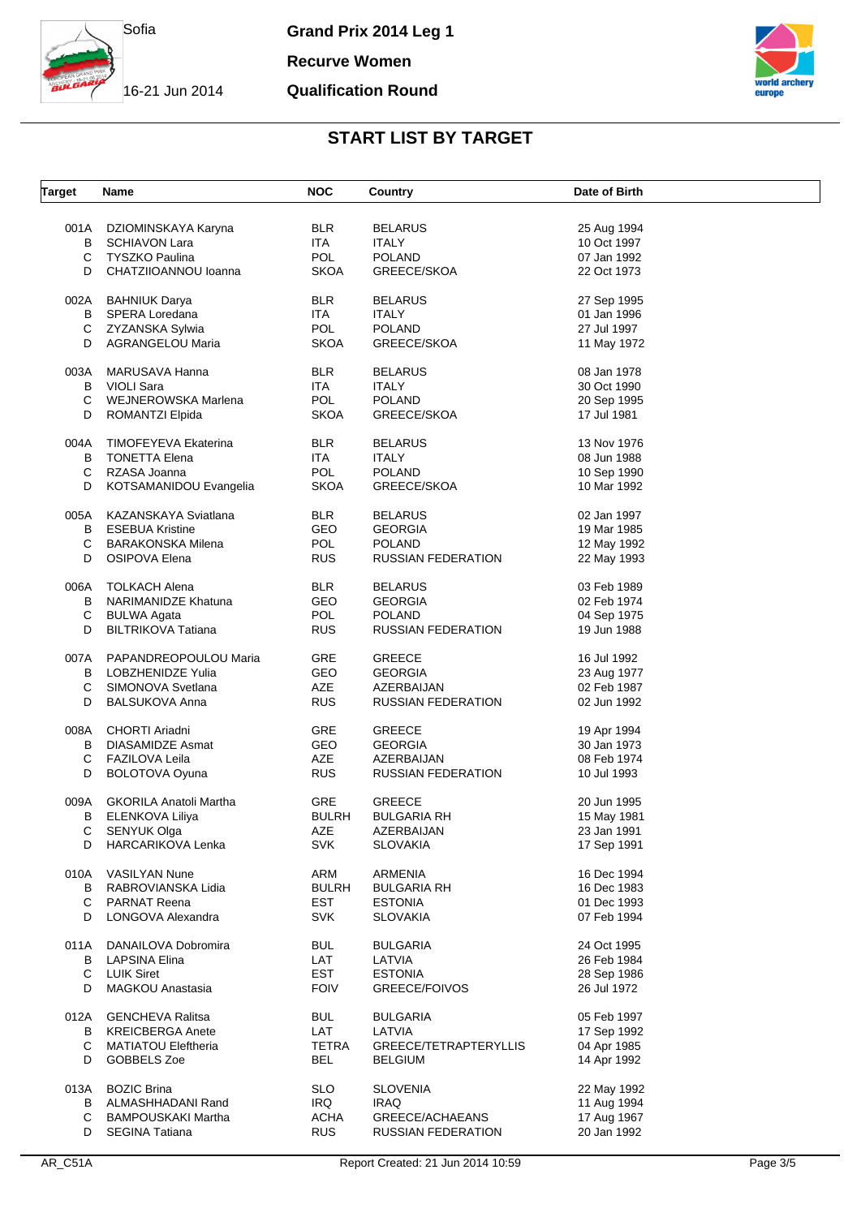Sofia

16-21 Jun 2014

**Grand Prix 2014 Leg 1**

**Recurve Women**

**Qualification Round**

## START LIST BY TARGET

| Target | Name | NOC | Country | Date of Birth |
|---|---|---|---|---|
| 001A | DZIOMINSKAYA Karyna | BLR | BELARUS | 25 Aug 1994 |
| B | SCHIAVON Lara | ITA | ITALY | 10 Oct 1997 |
| C | TYSZKO Paulina | POL | POLAND | 07 Jan 1992 |
| D | CHATZIIOANNOU Ioanna | SKOA | GREECE/SKOA | 22 Oct 1973 |
| 002A | BAHNIUK Darya | BLR | BELARUS | 27 Sep 1995 |
| B | SPERA Loredana | ITA | ITALY | 01 Jan 1996 |
| C | ZYZANSKA Sylwia | POL | POLAND | 27 Jul 1997 |
| D | AGRANGELOU Maria | SKOA | GREECE/SKOA | 11 May 1972 |
| 003A | MARUSAVA Hanna | BLR | BELARUS | 08 Jan 1978 |
| B | VIOLI Sara | ITA | ITALY | 30 Oct 1990 |
| C | WEJNEROWSKA Marlena | POL | POLAND | 20 Sep 1995 |
| D | ROMANTZI Elpida | SKOA | GREECE/SKOA | 17 Jul 1981 |
| 004A | TIMOFEYEVA Ekaterina | BLR | BELARUS | 13 Nov 1976 |
| B | TONETTA Elena | ITA | ITALY | 08 Jun 1988 |
| C | RZASA Joanna | POL | POLAND | 10 Sep 1990 |
| D | KOTSAMANIDOU Evangelia | SKOA | GREECE/SKOA | 10 Mar 1992 |
| 005A | KAZANSKAYA Sviatlana | BLR | BELARUS | 02 Jan 1997 |
| B | ESEBUA Kristine | GEO | GEORGIA | 19 Mar 1985 |
| C | BARAKONSKA Milena | POL | POLAND | 12 May 1992 |
| D | OSIPOVA Elena | RUS | RUSSIAN FEDERATION | 22 May 1993 |
| 006A | TOLKACH Alena | BLR | BELARUS | 03 Feb 1989 |
| B | NARIMANIDZE Khatuna | GEO | GEORGIA | 02 Feb 1974 |
| C | BULWA Agata | POL | POLAND | 04 Sep 1975 |
| D | BILTRIKOVA Tatiana | RUS | RUSSIAN FEDERATION | 19 Jun 1988 |
| 007A | PAPANDREOPOULOU Maria | GRE | GREECE | 16 Jul 1992 |
| B | LOBZHENIDZE Yulia | GEO | GEORGIA | 23 Aug 1977 |
| C | SIMONOVA Svetlana | AZE | AZERBAIJAN | 02 Feb 1987 |
| D | BALSUKOVA Anna | RUS | RUSSIAN FEDERATION | 02 Jun 1992 |
| 008A | CHORTI Ariadni | GRE | GREECE | 19 Apr 1994 |
| B | DIASAMIDZE Asmat | GEO | GEORGIA | 30 Jan 1973 |
| C | FAZILOVA Leila | AZE | AZERBAIJAN | 08 Feb 1974 |
| D | BOLOTOVA Oyuna | RUS | RUSSIAN FEDERATION | 10 Jul 1993 |
| 009A | GKORILA Anatoli Martha | GRE | GREECE | 20 Jun 1995 |
| B | ELENKOVA Liliya | BULRH | BULGARIA RH | 15 May 1981 |
| C | SENYUK Olga | AZE | AZERBAIJAN | 23 Jan 1991 |
| D | HARCARIKOVA Lenka | SVK | SLOVAKIA | 17 Sep 1991 |
| 010A | VASILYAN Nune | ARM | ARMENIA | 16 Dec 1994 |
| B | RABROVIANSKA Lidia | BULRH | BULGARIA RH | 16 Dec 1983 |
| C | PARNAT Reena | EST | ESTONIA | 01 Dec 1993 |
| D | LONGOVA Alexandra | SVK | SLOVAKIA | 07 Feb 1994 |
| 011A | DANAILOVA Dobromira | BUL | BULGARIA | 24 Oct 1995 |
| B | LAPSINA Elina | LAT | LATVIA | 26 Feb 1984 |
| C | LUIK Siret | EST | ESTONIA | 28 Sep 1986 |
| D | MAGKOU Anastasia | FOIV | GREECE/FOIVOS | 26 Jul 1972 |
| 012A | GENCHEVA Ralitsa | BUL | BULGARIA | 05 Feb 1997 |
| B | KREICBERGA Anete | LAT | LATVIA | 17 Sep 1992 |
| C | MATIATOU Eleftheria | TETRA | GREECE/TETRAPTERYLLIS | 04 Apr 1985 |
| D | GOBBELS Zoe | BEL | BELGIUM | 14 Apr 1992 |
| 013A | BOZIC Brina | SLO | SLOVENIA | 22 May 1992 |
| B | ALMASHHADANI Rand | IRQ | IRAQ | 11 Aug 1994 |
| C | BAMPOUSKAKI Martha | ACHA | GREECE/ACHAEANS | 17 Aug 1967 |
| D | SEGINA Tatiana | RUS | RUSSIAN FEDERATION | 20 Jan 1992 |

AR_C51A    Report Created: 21 Jun 2014 10:59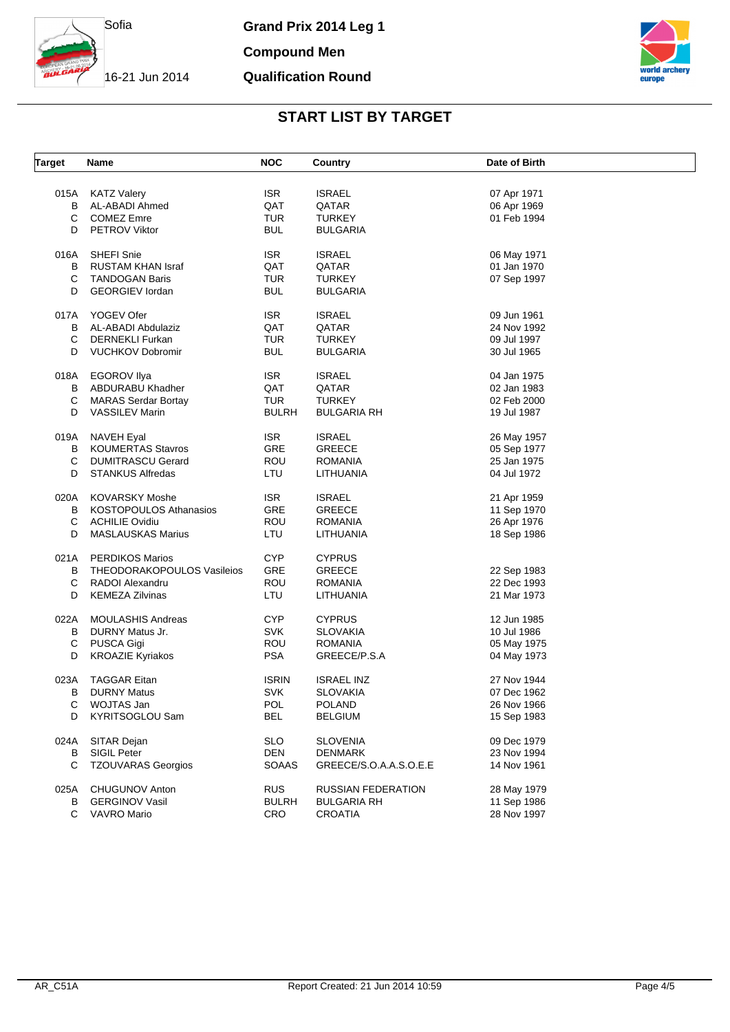Sofia

16-21 Jun 2014

# Grand Prix 2014 Leg 1

## Compound Men

## Qualification Round

## START LIST BY TARGET

| Target | Name | NOC | Country | Date of Birth |
|---|---|---|---|---|
| 015A | KATZ Valery | ISR | ISRAEL | 07 Apr 1971 |
| B | AL-ABADI Ahmed | QAT | QATAR | 06 Apr 1969 |
| C | COMEZ Emre | TUR | TURKEY | 01 Feb 1994 |
| D | PETROV Viktor | BUL | BULGARIA | |
| 016A | SHEFI Snie | ISR | ISRAEL | 06 May 1971 |
| B | RUSTAM KHAN Israf | QAT | QATAR | 01 Jan 1970 |
| C | TANDOGAN Baris | TUR | TURKEY | 07 Sep 1997 |
| D | GEORGIEV Iordan | BUL | BULGARIA | |
| 017A | YOGEV Ofer | ISR | ISRAEL | 09 Jun 1961 |
| B | AL-ABADI Abdulaziz | QAT | QATAR | 24 Nov 1992 |
| C | DERNEKLI Furkan | TUR | TURKEY | 09 Jul 1997 |
| D | VUCHKOV Dobromir | BUL | BULGARIA | 30 Jul 1965 |
| 018A | EGOROV Ilya | ISR | ISRAEL | 04 Jan 1975 |
| B | ABDURABU Khadher | QAT | QATAR | 02 Jan 1983 |
| C | MARAS Serdar Bortay | TUR | TURKEY | 02 Feb 2000 |
| D | VASSILEV Marin | BULRH | BULGARIA RH | 19 Jul 1987 |
| 019A | NAVEH Eyal | ISR | ISRAEL | 26 May 1957 |
| B | KOUMERTAS Stavros | GRE | GREECE | 05 Sep 1977 |
| C | DUMITRASCU Gerard | ROU | ROMANIA | 25 Jan 1975 |
| D | STANKUS Alfredas | LTU | LITHUANIA | 04 Jul 1972 |
| 020A | KOVARSKY Moshe | ISR | ISRAEL | 21 Apr 1959 |
| B | KOSTOPOULOS Athanasios | GRE | GREECE | 11 Sep 1970 |
| C | ACHILIE Ovidiu | ROU | ROMANIA | 26 Apr 1976 |
| D | MASLAUSKAS Marius | LTU | LITHUANIA | 18 Sep 1986 |
| 021A | PERDIKOS Marios | CYP | CYPRUS | |
| B | THEODORAKOPOULOS Vasileios | GRE | GREECE | 22 Sep 1983 |
| C | RADOI Alexandru | ROU | ROMANIA | 22 Dec 1993 |
| D | KEMEZA Zilvinas | LTU | LITHUANIA | 21 Mar 1973 |
| 022A | MOULASHIS Andreas | CYP | CYPRUS | 12 Jun 1985 |
| B | DURNY Matus Jr. | SVK | SLOVAKIA | 10 Jul 1986 |
| C | PUSCA Gigi | ROU | ROMANIA | 05 May 1975 |
| D | KROAZIE Kyriakos | PSA | GREECE/P.S.A | 04 May 1973 |
| 023A | TAGGAR Eitan | ISRIN | ISRAEL INZ | 27 Nov 1944 |
| B | DURNY Matus | SVK | SLOVAKIA | 07 Dec 1962 |
| C | WOJTAS Jan | POL | POLAND | 26 Nov 1966 |
| D | KYRITSOGLOU Sam | BEL | BELGIUM | 15 Sep 1983 |
| 024A | SITAR Dejan | SLO | SLOVENIA | 09 Dec 1979 |
| B | SIGIL Peter | DEN | DENMARK | 23 Nov 1994 |
| C | TZOUVARAS Georgios | SOAAS | GREECE/S.O.A.A.S.O.E.E | 14 Nov 1961 |
| 025A | CHUGUNOV Anton | RUS | RUSSIAN FEDERATION | 28 May 1979 |
| B | GERGINOV Vasil | BULRH | BULGARIA RH | 11 Sep 1986 |
| C | VAVRO Mario | CRO | CROATIA | 28 Nov 1997 |

AR_C51A    Report Created: 21 Jun 2014 10:59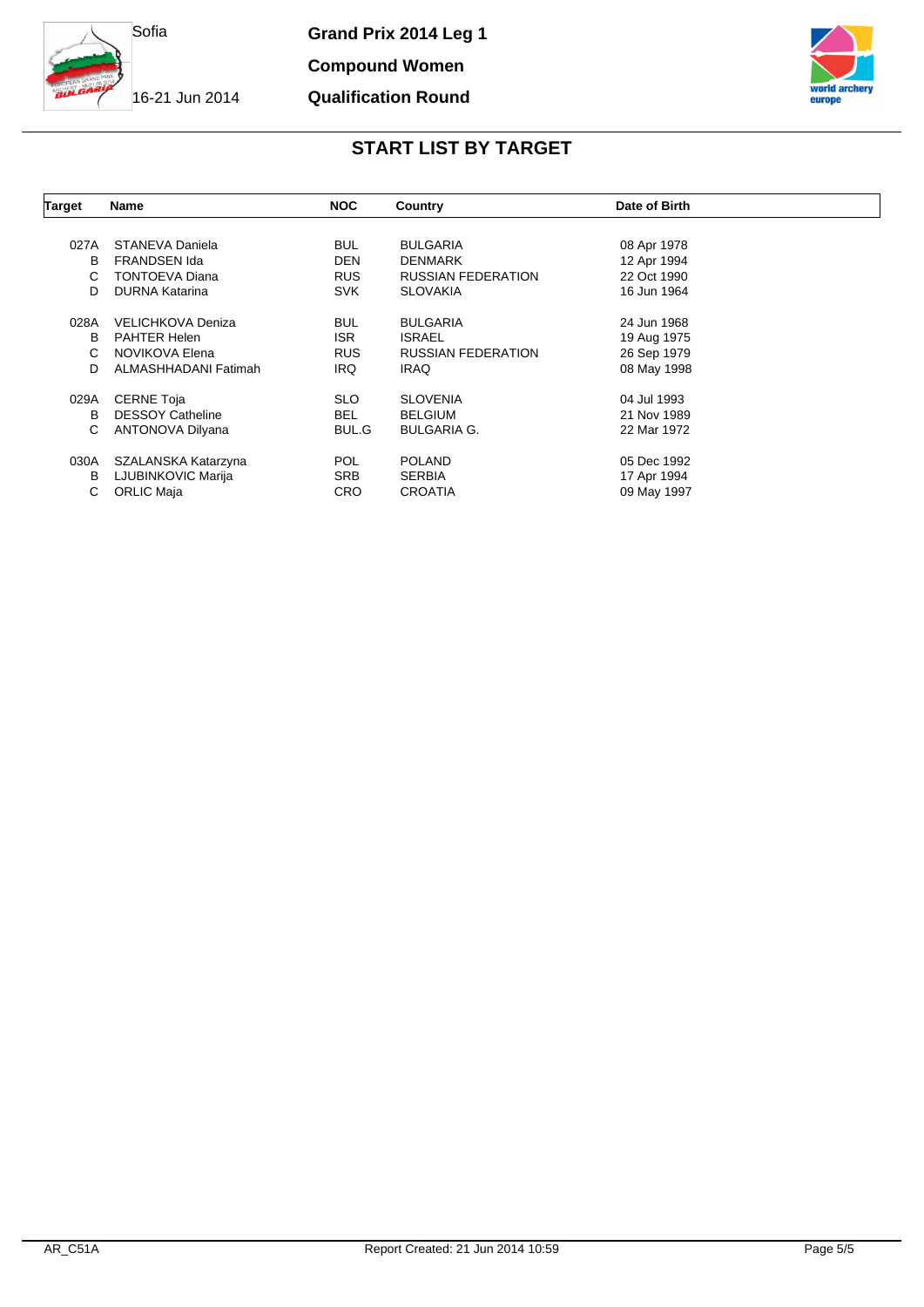Sofia

16-21 Jun 2014

**Grand Prix 2014 Leg 1**

**Compound Women**

**Qualification Round**

## START LIST BY TARGET

| Target | Name | NOC | Country | Date of Birth |
|---|---|---|---|---|
| 027A | STANEVA Daniela | BUL | BULGARIA | 08 Apr 1978 |
| B | FRANDSEN Ida | DEN | DENMARK | 12 Apr 1994 |
| C | TONTOEVA Diana | RUS | RUSSIAN FEDERATION | 22 Oct 1990 |
| D | DURNA Katarina | SVK | SLOVAKIA | 16 Jun 1964 |
| 028A | VELICHKOVA Deniza | BUL | BULGARIA | 24 Jun 1968 |
| B | PAHTER Helen | ISR | ISRAEL | 19 Aug 1975 |
| C | NOVIKOVA Elena | RUS | RUSSIAN FEDERATION | 26 Sep 1979 |
| D | ALMASHHADANI Fatimah | IRQ | IRAQ | 08 May 1998 |
| 029A | CERNE Toja | SLO | SLOVENIA | 04 Jul 1993 |
| B | DESSOY Catheline | BEL | BELGIUM | 21 Nov 1989 |
| C | ANTONOVA Dilyana | BUL.G | BULGARIA G. | 22 Mar 1972 |
| 030A | SZALANSKA Katarzyna | POL | POLAND | 05 Dec 1992 |
| B | LJUBINKOVIC Marija | SRB | SERBIA | 17 Apr 1994 |
| C | ORLIC Maja | CRO | CROATIA | 09 May 1997 |

AR_C51A　Report Created: 21 Jun 2014 10:59